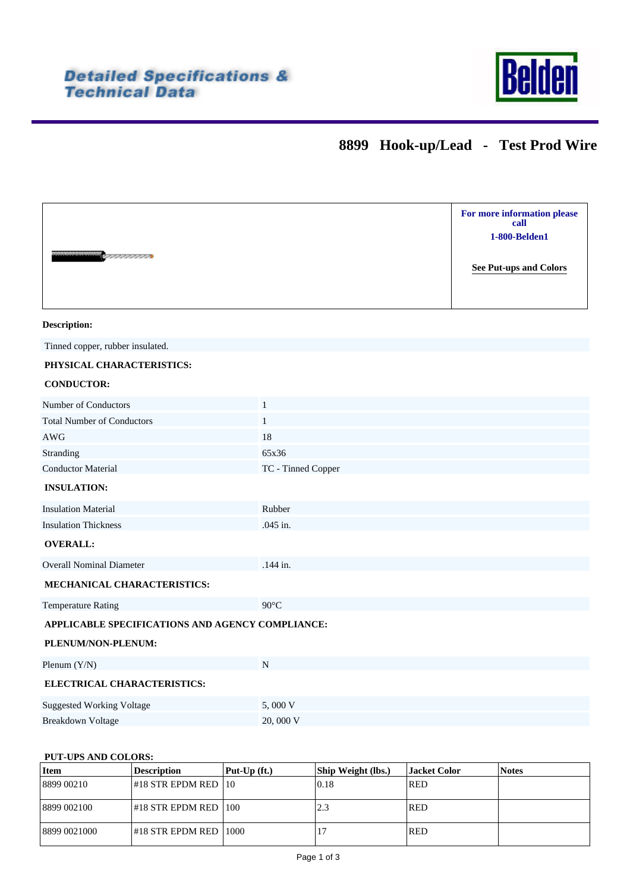**Detailed Specifications & Technical Data**

**Belden**

# 8899 Hook-up/Lead - Test Prod Wire

**For more information please call**
**1-800-Belden1**

**See Put-ups and Colors**

**Description:**

Tinned copper, rubber insulated.

**PHYSICAL CHARACTERISTICS:**

**CONDUCTOR:**

| | |
|---|---|
| Number of Conductors | 1 |
| Total Number of Conductors | 1 |
| AWG | 18 |
| Stranding | 65x36 |
| Conductor Material | TC - Tinned Copper |

**INSULATION:**

| | |
|---|---|
| Insulation Material | Rubber |
| Insulation Thickness | .045 in. |

**OVERALL:**

| | |
|---|---|
| Overall Nominal Diameter | .144 in. |

**MECHANICAL CHARACTERISTICS:**

| | |
|---|---|
| Temperature Rating | 90°C |

**APPLICABLE SPECIFICATIONS AND AGENCY COMPLIANCE:**

**PLENUM/NON-PLENUM:**

| | |
|---|---|
| Plenum (Y/N) | N |

**ELECTRICAL CHARACTERISTICS:**

| | |
|---|---|
| Suggested Working Voltage | 5, 000 V |
| Breakdown Voltage | 20, 000 V |

**PUT-UPS AND COLORS:**

| Item | Description | Put-Up (ft.) | Ship Weight (lbs.) | Jacket Color | Notes |
|---|---|---|---|---|---|
| 8899 00210 | #18 STR EPDM RED | 10 | 0.18 | RED | |
| 8899 002100 | #18 STR EPDM RED | 100 | 2.3 | RED | |
| 8899 0021000 | #18 STR EPDM RED | 1000 | 17 | RED | |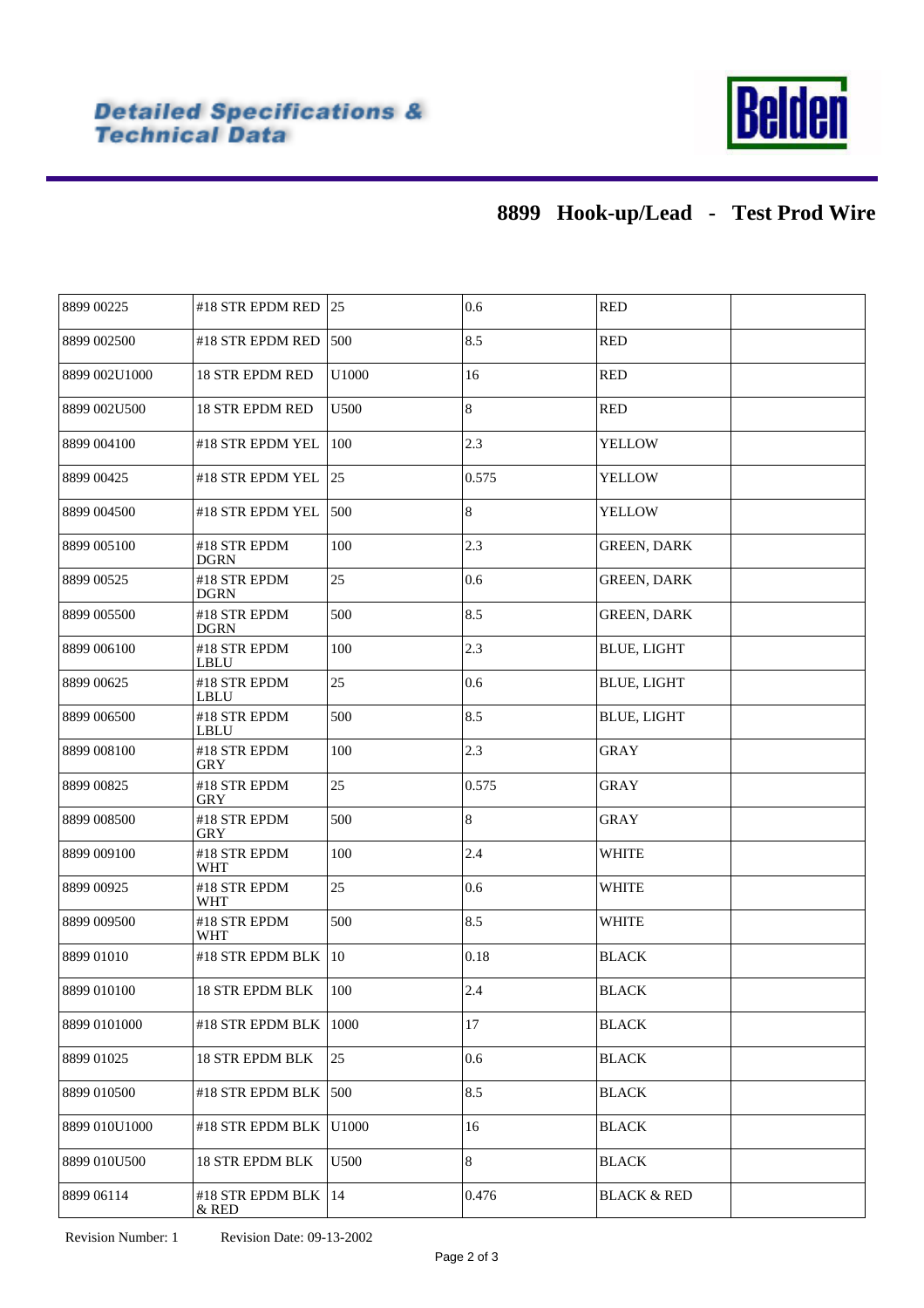# 8899 Hook-up/Lead - Test Prod Wire

| | | | | | |
|---|---|---|---|---|---|
| 8899 00225 | #18 STR EPDM RED | 25 | 0.6 | RED | |
| 8899 002500 | #18 STR EPDM RED | 500 | 8.5 | RED | |
| 8899 002U1000 | 18 STR EPDM RED | U1000 | 16 | RED | |
| 8899 002U500 | 18 STR EPDM RED | U500 | 8 | RED | |
| 8899 004100 | #18 STR EPDM YEL | 100 | 2.3 | YELLOW | |
| 8899 00425 | #18 STR EPDM YEL | 25 | 0.575 | YELLOW | |
| 8899 004500 | #18 STR EPDM YEL | 500 | 8 | YELLOW | |
| 8899 005100 | #18 STR EPDM DGRN | 100 | 2.3 | GREEN, DARK | |
| 8899 00525 | #18 STR EPDM DGRN | 25 | 0.6 | GREEN, DARK | |
| 8899 005500 | #18 STR EPDM DGRN | 500 | 8.5 | GREEN, DARK | |
| 8899 006100 | #18 STR EPDM LBLU | 100 | 2.3 | BLUE, LIGHT | |
| 8899 00625 | #18 STR EPDM LBLU | 25 | 0.6 | BLUE, LIGHT | |
| 8899 006500 | #18 STR EPDM LBLU | 500 | 8.5 | BLUE, LIGHT | |
| 8899 008100 | #18 STR EPDM GRY | 100 | 2.3 | GRAY | |
| 8899 00825 | #18 STR EPDM GRY | 25 | 0.575 | GRAY | |
| 8899 008500 | #18 STR EPDM GRY | 500 | 8 | GRAY | |
| 8899 009100 | #18 STR EPDM WHT | 100 | 2.4 | WHITE | |
| 8899 00925 | #18 STR EPDM WHT | 25 | 0.6 | WHITE | |
| 8899 009500 | #18 STR EPDM WHT | 500 | 8.5 | WHITE | |
| 8899 01010 | #18 STR EPDM BLK | 10 | 0.18 | BLACK | |
| 8899 010100 | 18 STR EPDM BLK | 100 | 2.4 | BLACK | |
| 8899 0101000 | #18 STR EPDM BLK | 1000 | 17 | BLACK | |
| 8899 01025 | 18 STR EPDM BLK | 25 | 0.6 | BLACK | |
| 8899 010500 | #18 STR EPDM BLK | 500 | 8.5 | BLACK | |
| 8899 010U1000 | #18 STR EPDM BLK | U1000 | 16 | BLACK | |
| 8899 010U500 | 18 STR EPDM BLK | U500 | 8 | BLACK | |
| 8899 06114 | #18 STR EPDM BLK & RED | 14 | 0.476 | BLACK & RED | |

Revision Number: 1 Revision Date: 09-13-2002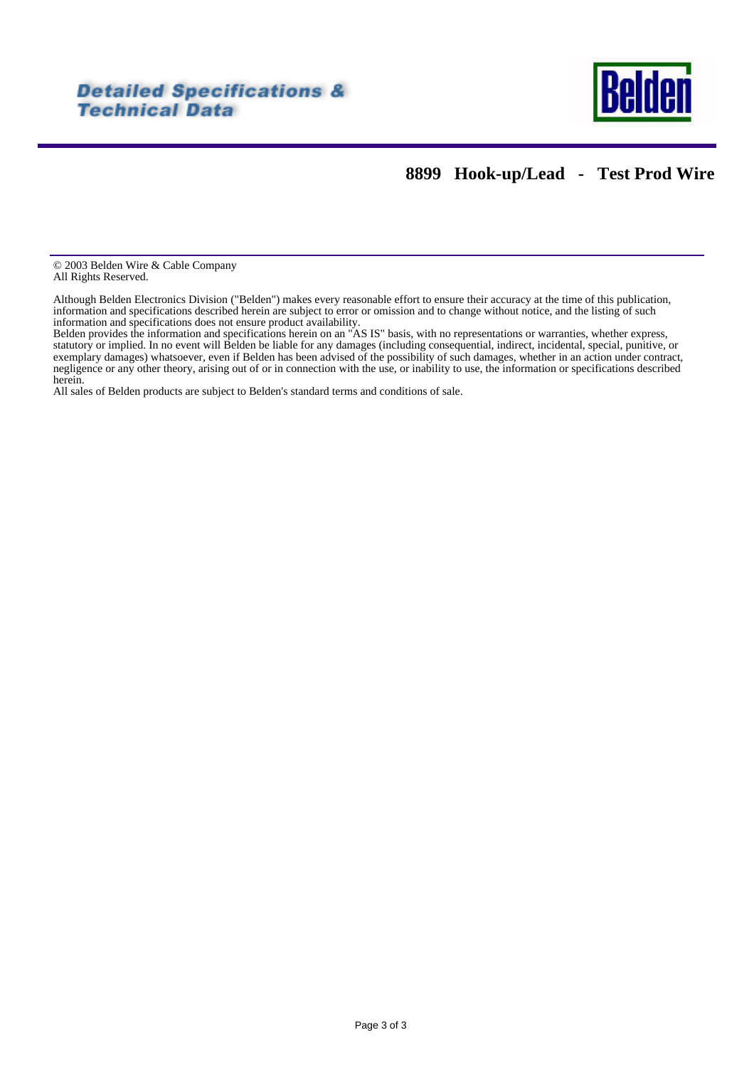# 8899 Hook-up/Lead - Test Prod Wire

© 2003 Belden Wire & Cable Company
All Rights Reserved.

Although Belden Electronics Division ("Belden") makes every reasonable effort to ensure their accuracy at the time of this publication, information and specifications described herein are subject to error or omission and to change without notice, and the listing of such information and specifications does not ensure product availability.
Belden provides the information and specifications herein on an "AS IS" basis, with no representations or warranties, whether express, statutory or implied. In no event will Belden be liable for any damages (including consequential, indirect, incidental, special, punitive, or exemplary damages) whatsoever, even if Belden has been advised of the possibility of such damages, whether in an action under contract, negligence or any other theory, arising out of or in connection with the use, or inability to use, the information or specifications described herein.
All sales of Belden products are subject to Belden's standard terms and conditions of sale.